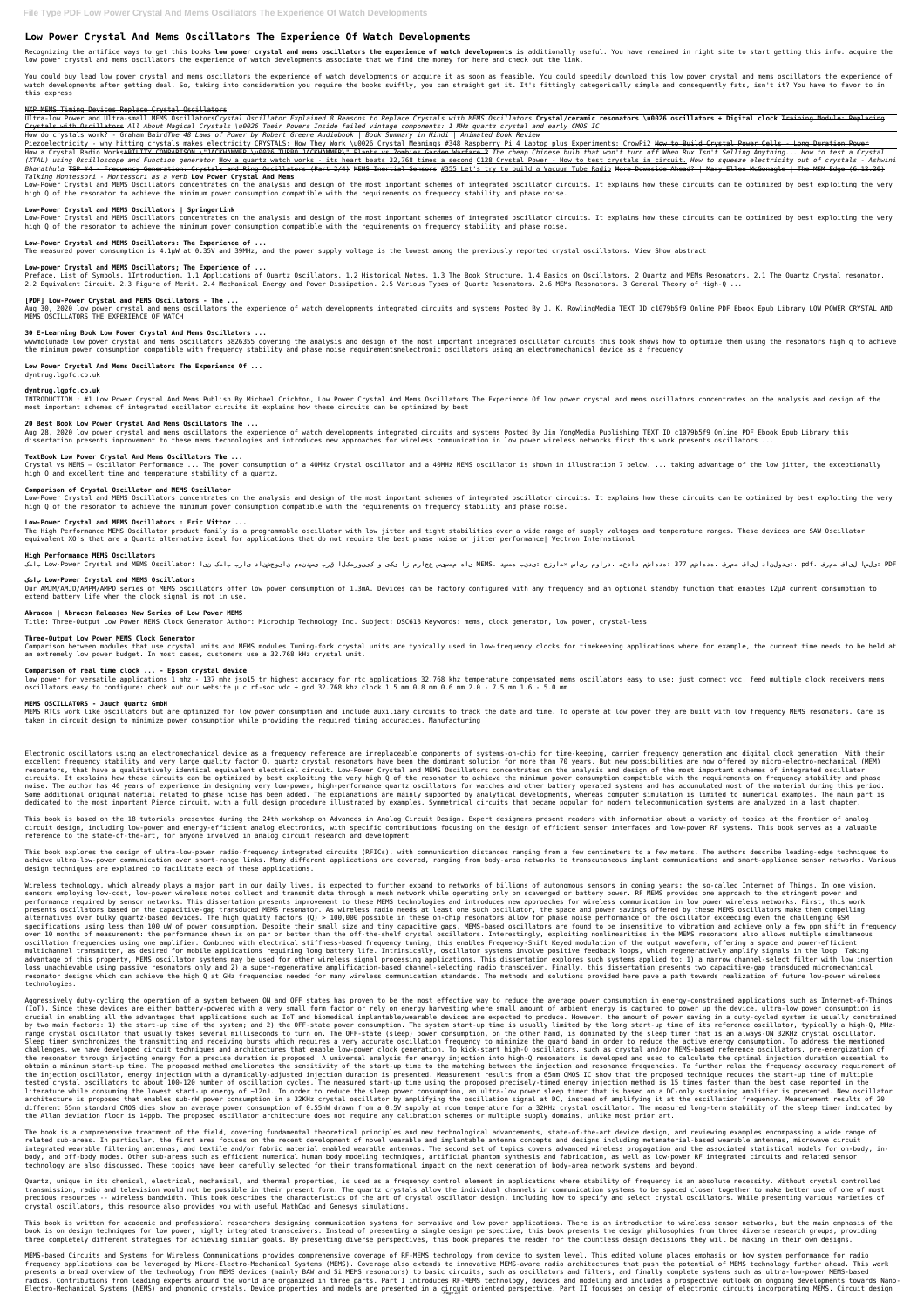# Low Power Crystal And Mems Oscillators The Experience Of Watch Developments

Recognizing the artifice ways to get this books **low power crystal and mems oscillators the experience of watch developments** is additionally useful. You have remained in right site to start getting this info. acquire the low power crystal and mems oscillators the experience of watch developments associate that we find the money for here and check out the link.

You could buy lead low power crystal and mems oscillators the experience of watch developments or acquire it as soon as feasible. You could speedily download this low power crystal and mems oscillators the experience of watch developments after getting deal. So, taking into consideration you require the books swiftly, you can straight get it. It's fittingly categorically simple and consequently fats, isn't it? You have to favor to in this express

NXP MEMS Timing Devices Replace Crystal Oscillators

Ultra-low Power and Ultra-small MEMS Oscillators*Crystal Oscillator Explained 8 Reasons to Replace Crystals with MEMS Oscillators* **Crystal/ceramic resonators \u0026 oscillators + Digital clock** Training Module: Replacing Crystals with Oscillators *All About Magical Crystals \u0026 Their Powers Inside failed vintage components: 1 MHz quartz crystal and early CMOS IC*

How do crystals work? - Graham Baird*The 48 Laws of Power by Robert Greene Audiobook | Book Summary in Hindi | Animated Book Review*

Piezoelectricity - why hitting crystals makes electricity CRYSTALS: How They Work \u0026 Crystal Meanings #348 Raspberry Pi 4 Laptop plus Experiments: CrowPi2 How to Build Crystal Power Cells - Long Duration Power

How a Crystal Radio WorksABILITY COMPARISON \"JACKHAMMER \u0026 TURBO JACKHAMMER\" Plants vs Zombies Garden Warfare 2 *The cheap Chinese bulb that won't turn off When Rux Isn't Selling Anything... How to test a Crystal (XTAL) using Oscilloscope and Function generator* How a quartz watch works - its heart beats 32,768 times a second C128 Crystal Power - How to test crystals in circuit. *How to squeeze electricity out of crystals - Ashwini Bharathula* TSP #4 - Frequency Generation: Crystals and Ring Oscillators (Part 2/4) MEMS Inertial Sensors #355 Let's try to build a Vacuum Tube Radio More Downside Ahead? | Mary Ellen McGonagle | The MEM Edge (6.12.20) *Talking Montessori - Montessori as a verb* **Low Power Crystal And Mems**

Low-Power Crystal and MEMS Oscillators concentrates on the analysis and design of the most important schemes of integrated oscillator circuits. It explains how these circuits can be optimized by best exploiting the very high Q of the resonator to achieve the minimum power consumption compatible with the requirements on frequency stability and phase noise.

### Low-Power Crystal and MEMS Oscillators | SpringerLink

Low-Power Crystal and MEMS Oscillators concentrates on the analysis and design of the most important schemes of integrated oscillator circuits. It explains how these circuits can be optimized by best exploiting the very high Q of the resonator to achieve the minimum power consumption compatible with the requirements on frequency stability and phase noise.

### Low-Power Crystal and MEMS Oscillators: The Experience of ...

The measured power consumption is 4.1μW at 0.35V and 39MHz, and the power supply voltage is the lowest among the previously reported crystal oscillators. View Show abstract

### Low-power Crystal and MEMS Oscillators; The Experience of ...

Preface. List of Symbols. 1Introduction. 1.1 Applications of Quartz Oscillators. 1.2 Historical Notes. 1.3 The Book Structure. 1.4 Basics on Oscillators. 2 Quartz and MEMs Resonators. 2.1 The Quartz Crystal resonator. 2.2 Equivalent Circuit. 2.3 Figure of Merit. 2.4 Mechanical Energy and Power Dissipation. 2.5 Various Types of Quartz Resonators. 2.6 MEMs Resonators. 3 General Theory of High-Q ...

### [PDF] Low-Power Crystal and MEMS Oscillators - The ...

Aug 30, 2020 low power crystal and mems oscillators the experience of watch developments integrated circuits and systems Posted By J. K. RowlingMedia TEXT ID c1079b5f9 Online PDF Ebook Epub Library LOW POWER CRYSTAL AND MEMS OSCILLATORS THE EXPERIENCE OF WATCH

### 30 E-Learning Book Low Power Crystal And Mems Oscillators ...

wwwmolunade low power crystal and mems oscillators 5826355 covering the analysis and design of the most important integrated oscillator circuits this book shows how to optimize them using the resonators high q to achieve the minimum power consumption compatible with frequency stability and phase noise requirementsnelectronic oscillators using an electromechanical device as a frequency

### Low Power Crystal And Mems Oscillators The Experience Of ...

dyntrug.lgpfc.co.uk

### dyntrug.lgpfc.co.uk

INTRODUCTION : #1 Low Power Crystal And Mems Publish By Michael Crichton, Low Power Crystal And Mems Oscillators The Experience Of low power crystal and mems oscillators concentrates on the analysis and design of the most important schemes of integrated oscillator circuits it explains how these circuits can be optimized by best

### 20 Best Book Low Power Crystal And Mems Oscillators The ...

Aug 28, 2020 low power crystal and mems oscillators the experience of watch developments integrated circuits and systems Posted By Jin YongMedia Publishing TEXT ID c1079b5f9 Online PDF Ebook Epub Library this dissertation presents improvement to these mems technologies and introduces new approaches for wireless communication in low power wireless networks first this work presents oscillators ...

### TextBook Low Power Crystal And Mems Oscillators The ...

Crystal vs MEMS – Oscillator Performance ... The power consumption of a 40MHz Crystal oscillator and a 40MHz MEMS oscillator is shown in illustration 7 below. ... taking advantage of the low jitter, the exceptionally high Q and excellent time and temperature stability of a quartz.

### Comparison of Crystal Oscillator and MEMS Oscillator

Low-Power Crystal and MEMS Oscillators concentrates on the analysis and design of the most important schemes of integrated oscillator circuits. It explains how these circuits can be optimized by best exploiting the very high Q of the resonator to achieve the minimum power consumption compatible with the requirements on frequency stability and phase noise.

### Low-Power Crystal and MEMS Oscillators : Eric Vittoz ...

The High Performance MEMS Oscillator product family is a programmable oscillator with low jitter and tight stabilities over a wide range of supply voltages and temperature ranges. These devices are SAW Oscillator equivalent XO's that are a Quartz alternative ideal for applications that do not require the best phase noise or jitter performance| Vectron International

### High Performance MEMS Oscillators

PDF :یلصا لیاف تمرف .pdf :یدولناد لیاف تمرف .هدهاشم 377 :هدهاشم دادعت .دراوم ریاس «تاورخ :یدنب هتسد .MEMS یاه هتسیس عیارم زا یکی و کینورتکلا قرب هعیدهم نایوجشناد یارب باتک نیا :Low-Power Crystal and MEMS Oscillator باتک

### باتک Low-Power Crystal and MEMS Oscillators

Our AMJM/AMJD/AMPM/AMPD series of MEMS oscillators offer low power consumption of 1.3mA. Devices can be factory configured with any frequency and an optional standby function that enables 12μA current consumption to extend battery life when the clock signal is not in use.

### Abracon | Abracon Releases New Series of Low Power MEMS

Title: Three-Output Low Power MEMS Clock Generator Author: Microchip Technology Inc. Subject: DSC613 Keywords: mems, clock generator, low power, crystal-less

### Three-Output Low Power MEMS Clock Generator

Comparison between modules that use crystal units and MEMS modules Tuning-fork crystal units are typically used in low-frequency clocks for timekeeping applications where for example, the current time needs to be held at an extremely low power budget. In most cases, customers use a 32.768 kHz crystal unit.

### Comparison of real time clock ... - Epson crystal device

low power for versatile applications 1 mhz - 137 mhz jso15 tr highest accuracy for rtc applications 32.768 khz temperature compensated mems oscillators easy to use: just connect vdc, feed multiple clock receivers mems oscillators easy to configure: check out our website μ c rf-soc vdc + gnd 32.768 khz clock 1.5 mm 0.8 mm 0.6 mm 2.0 - 7.5 mm 1.6 - 5.0 mm

### MEMS OSCILLATORS - Jauch Quartz GmbH

MEMS RTCs work like oscillators but are optimized for low power consumption and include auxiliary circuits to track the date and time. To operate at low power they are built with low frequency MEMS resonators. Care is taken in circuit design to minimize power consumption while providing the required timing accuracies. Manufacturing

Electronic oscillators using an electromechanical device as a frequency reference are irreplaceable components of systems-on-chip for time-keeping, carrier frequency generation and digital clock generation. With their excellent frequency stability and very large quality factor Q, quartz crystal resonators have been the dominant solution for more than 70 years. But new possibilities are now offered by micro-electro-mechanical (MEM) resonators, that have a qualitatively identical equivalent electrical circuit. Low-Power Crystal and MEMS Oscillators concentrates on the analysis and design of the most important schemes of integrated oscillator circuits. It explains how these circuits can be optimized by best exploiting the very high Q of the resonator to achieve the minimum power consumption compatible with the requirements on frequency stability and phase noise. The author has 40 years of experience in designing very low-power, high-performance quartz oscillators for watches and other battery operated systems and has accumulated most of the material during this period. Some additional original material related to phase noise has been added. The explanations are mainly supported by analytical developments, whereas computer simulation is limited to numerical examples. The main part is dedicated to the most important Pierce circuit, with a full design procedure illustrated by examples. Symmetrical circuits that became popular for modern telecommunication systems are analyzed in a last chapter.

This book is based on the 18 tutorials presented during the 24th workshop on Advances in Analog Circuit Design. Expert designers present readers with information about a variety of topics at the frontier of analog circuit design, including low-power and energy-efficient analog electronics, with specific contributions focusing on the design of efficient sensor interfaces and low-power RF systems. This book serves as a valuable reference to the state-of-the-art, for anyone involved in analog circuit research and development.

This book explores the design of ultra-low-power radio-frequency integrated circuits (RFICs), with communication distances ranging from a few centimeters to a few meters. The authors describe leading-edge techniques to achieve ultra-low-power communication over short-range links. Many different applications are covered, ranging from body-area networks to transcutaneous implant communications and smart-appliance sensor networks. Various design techniques are explained to facilitate each of these applications.

Wireless technology, which already plays a major part in our daily lives, is expected to further expand to networks of billions of autonomous sensors in coming years: the so-called Internet of Things. In one vision, sensors employing low-cost, low-power wireless motes collect and transmit data through a mesh network while operating only on scavenged or battery power. RF MEMS provides one approach to the stringent power and performance required by sensor networks. This dissertation presents improvement to these MEMS technologies and introduces new approaches for wireless communication in low power wireless networks. First, this work presents oscillators based on the capacitive-gap transduced MEMS resonator. As wireless radios need at least one such oscillator, the space and power savings offered by these MEMS oscillators make them compelling alternatives over bulky quartz-based devices. The high quality factors (Q) > 100,000 possible in these on-chip resonators allow for phase noise performance of the oscillator exceeding even the challenging GSM specifications using less than 100 uW of power consumption. Despite their small size and tiny capacitive gaps, MEMS-based oscillators are found to be insensitive to vibration and achieve only a few ppm shift in frequency over 10 months of measurement: the performance shown is on par or better than the off-the-shelf crystal oscillators. Interestingly, exploiting nonlinearities in the MEMS resonators also allows multiple simultaneous oscillation frequencies using one amplifier. Combined with electrical stiffness-based frequency tuning, this enables Frequency-Shift Keyed modulation of the output waveform, offering a space and power-efficient multichannel transmitter, as desired for mobile applications requiring long battery life. Intrinsically, oscillator systems involve positive feedback loops, which regeneratively amplify signals in the loop. Taking advantage of this property, MEMS oscillator systems may be used for other wireless signal processing applications. This dissertation explores such systems applied to: 1) a narrow channel-select filter with low insertion loss unachievable using passive resonators only and 2) a super-regenerative amplification-based channel-selecting radio transceiver. Finally, this dissertation presents two capacitive-gap transduced micromechanical resonator designs which can achieve the high Q at GHz frequencies needed for many wireless communication standards. The methods and solutions provided here pave a path towards realization of future low-power wireless technologies.

Aggressively duty-cycling the operation of a system between ON and OFF states has proven to be the most effective way to reduce the average power consumption in energy-constrained applications such as Internet-of-Things (IoT). Since these devices are either battery-powered with a very small form factor or rely on energy harvesting where small amount of ambient energy is captured to power up the device, ultra-low power consumption is crucial in enabling all the advantages that applications such as IoT and biomedical implantable/wearable devices are expected to produce. However, the amount of power saving in a duty-cycled system is usually constrained by two main factors: 1) the start-up time of the system; and 2) the OFF-state power consumption. The system start-up time is usually limited by the long start-up time of its reference oscillator, typically a high-Q, MHz-range crystal oscillator that usually takes several milliseconds to turn on. The OFF-state (sleep) power consumption, on the other hand, is dominated by the sleep timer that is an always-ON 32KHz crystal oscillator. Sleep timer synchronizes the transmitting and receiving bursts which requires a very accurate oscillation frequency to minimize the guard band in order to reduce the active energy consumption. To address the mentioned challenges, we have developed circuit techniques and architectures that enable low-power clock generation. To kick-start high-Q oscillators, such as crystal and/or MEMS-based reference oscillators, pre-energization of the resonator through injecting energy for a precise duration is proposed. A universal analysis for energy injection into high-Q resonators is developed and used to calculate the optimal injection duration essential to obtain a minimum start-up time. The proposed method ameliorates the sensitivity of the start-up time to the matching between the injection and resonance frequencies. To further relax the frequency accuracy requirement of the injection oscillator, energy injection with a dynamically-adjusted injection duration is presented. Measurement results from a 65nm CMOS IC show that the proposed technique reduces the start-up time of multiple tested crystal oscillators to about 100-120 number of oscillation cycles. The measured start-up time using the proposed precisely-timed energy injection method is 15 times faster than the best case reported in the literature while consuming the lowest start-up energy of ~12nJ. In order to reduce the sleep power consumption, an ultra-low power sleep timer that is based on a DC-only sustaining amplifier is presented. New oscillator architecture is proposed that enables sub-nW power consumption in a 32KHz crystal oscillator by amplifying the oscillation signal at DC, instead of amplifying it at the oscillation frequency. Measurement results of 20 different 65nm standard CMOS dies show an average power consumption of 0.55nW drawn from a 0.5V supply at room temperature for a 32KHz crystal oscillator. The measured long-term stability of the sleep timer indicated by the Allan deviation floor is 14ppb. The proposed oscillator architecture does not require any calibration schemes or multiple supply domains, unlike most prior art.

The book is a comprehensive treatment of the field, covering fundamental theoretical principles and new technological advancements, state-of-the-art device design, and reviewing examples encompassing a wide range of related sub-areas. In particular, the first area focuses on the recent development of novel wearable and implantable antenna concepts and designs including metamaterial-based wearable antennas, microwave circuit integrated wearable filtering antennas, and textile and/or fabric material enabled wearable antennas. The second set of topics covers advanced wireless propagation and the associated statistical models for on-body, in-body, and off-body modes. Other sub-areas such as efficient numerical human body modeling techniques, artificial phantom synthesis and fabrication, as well as low-power RF integrated circuits and related sensor technology are also discussed. These topics have been carefully selected for their transformational impact on the next generation of body-area network systems and beyond.

Quartz, unique in its chemical, electrical, mechanical, and thermal properties, is used as a frequency control element in applications where stability of frequency is an absolute necessity. Without crystal controlled transmission, radio and television would not be possible in their present form. The quartz crystals allow the individual channels in communication systems to be spaced closer together to make better use of one of our most precious resources -- wireless bandwidth. This book describes the characteristics of the art of crystal oscillator design, including how to specify and select crystal oscillators. While presenting various varieties of crystal oscillators, this resource also provides you with useful MathCad and Genesys simulations.

This book is written for academic and professional researchers designing communication systems for pervasive and low power applications. There is an introduction to wireless sensor networks, but the main emphasis of the book is on design techniques for low power, highly integrated transceivers. Instead of presenting a single design perspective, this book presents the design philosophies from three diverse research groups, providing three completely different strategies for achieving similar goals. By presenting diverse perspectives, this book prepares the reader for the countless design decisions they will be making in their own designs.

MEMS-based Circuits and Systems for Wireless Communications provides comprehensive coverage of RF-MEMS technology from device to system level. This edited volume places emphasis on how system performance for radio frequency applications can be leveraged by Micro-Electro-Mechanical Systems (MEMS). Coverage also extends to innovative MEMS-aware radio architectures that push the potential of MEMS technology further ahead. This work presents a broad overview of the technology from MEMS devices (mainly BAW and Si MEMS resonators) to basic circuits, such as oscillators and filters, and finally complete systems such as ultra-low-power MEMS-based radios. Contributions from leading experts around the world are organized in three parts. Part I introduces RF-MEMS technology, devices and modeling and includes a prospective outlook on ongoing developments towards Nano-Electro-Mechanical Systems (NEMS) and phononic crystals. Device properties and models are presented in a circuit oriented perspective. Part II focusses on design of electronic circuits incorporating MEMS. Circuit design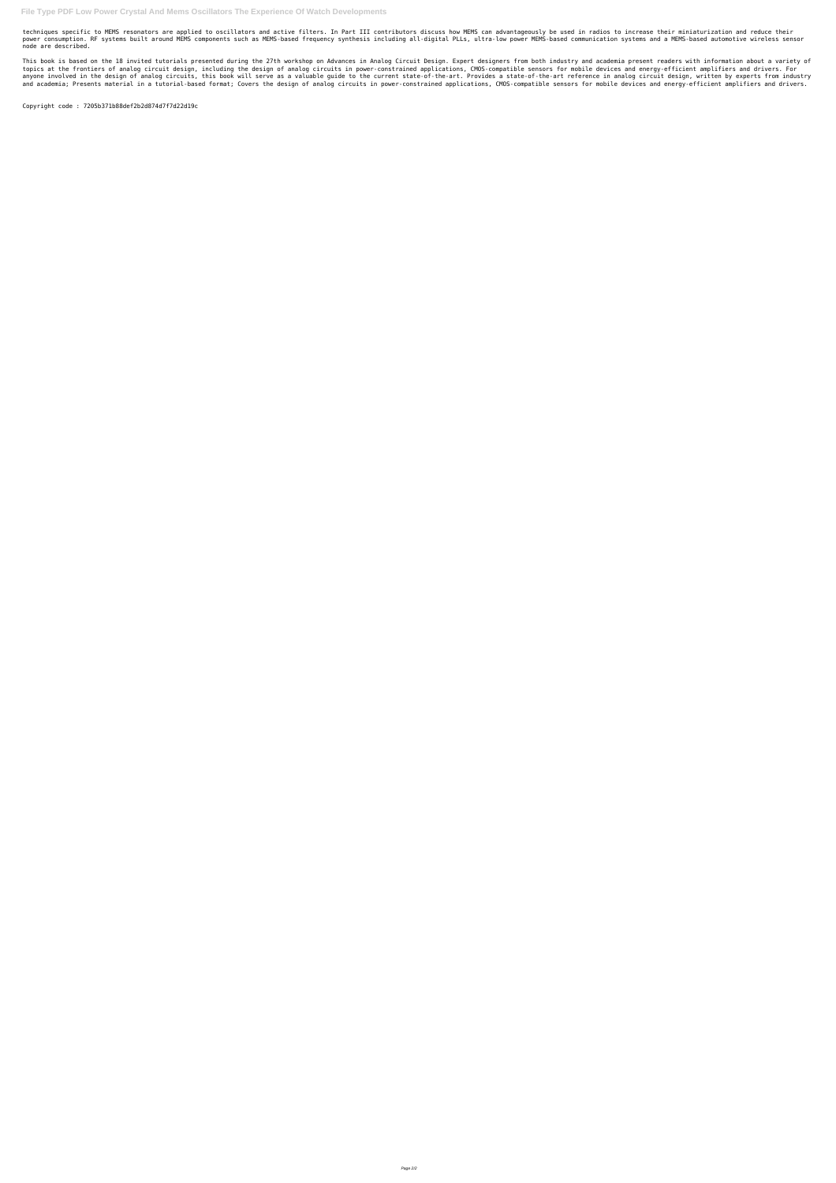techniques specific to MEMS resonators are applied to oscillators and active filters. In Part III contributors discuss how MEMS can advantageously be used in radios to increase their miniaturization and reduce their power consumption. RF systems built around MEMS components such as MEMS-based frequency synthesis including all-digital PLLs, ultra-low power MEMS-based communication systems and a MEMS-based automotive wireless sensor node are described.

This book is based on the 18 invited tutorials presented during the 27th workshop on Advances in Analog Circuit Design. Expert designers from both industry and academia present readers with information about a variety of topics at the frontiers of analog circuit design, including the design of analog circuits in power-constrained applications, CMOS-compatible sensors for mobile devices and energy-efficient amplifiers and drivers. For anyone involved in the design of analog circuits, this book will serve as a valuable guide to the current state-of-the-art. Provides a state-of-the-art reference in analog circuit design, written by experts from industry and academia; Presents material in a tutorial-based format; Covers the design of analog circuits in power-constrained applications, CMOS-compatible sensors for mobile devices and energy-efficient amplifiers and drivers.

Copyright code : 7205b371b88def2b2d874d7f7d22d19c